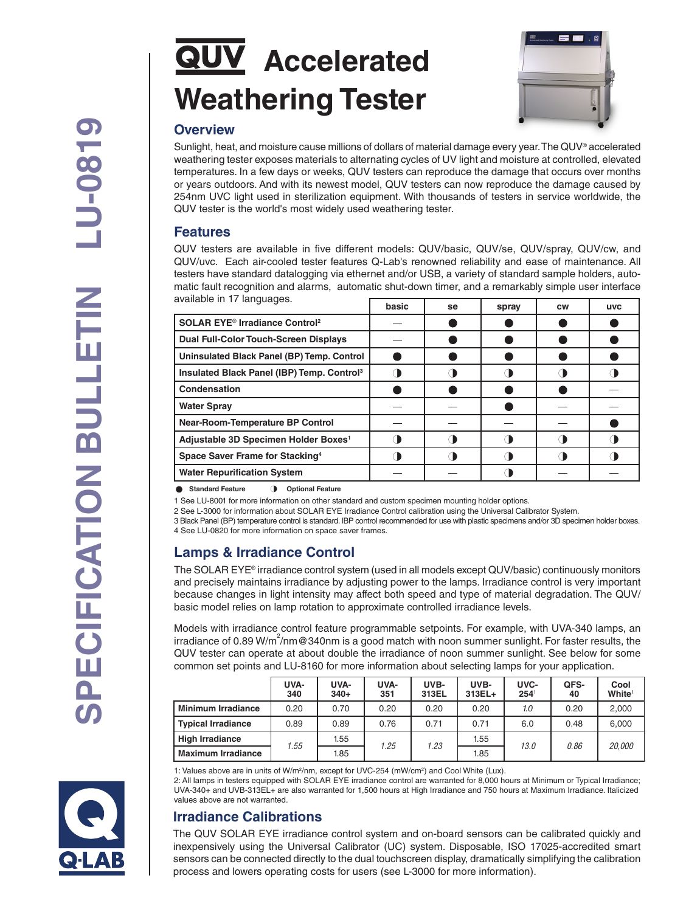# QUV Accelerated Weathering Tester

## Overview

Sunlight, heat, and moisture cause millions of dollars of material damage every year. The QUV® accelerated weathering tester exposes materials to alternating cycles of UV light and moisture at controlled, elevated temperatures. In a few days or weeks, QUV testers can reproduce the damage that occurs over months or years outdoors. And with its newest model, QUV testers can now reproduce the damage caused by 254nm UVC light used in sterilization equipment. With thousands of testers in service worldwide, the QUV tester is the world's most widely used weathering tester.

## Features

QUV testers are available in five different models: QUV/basic, QUV/se, QUV/spray, QUV/cw, and QUV/uvc. Each air-cooled tester features Q-Lab's renowned reliability and ease of maintenance. All testers have standard datalogging via ethernet and/or USB, a variety of standard sample holders, automatic fault recognition and alarms, automatic shut-down timer, and a remarkably simple user interface available in 17 languages.

| | basic | se | spray | cw | uvc |
|---|---|---|---|---|---|
| **SOLAR EYE® Irradiance Control**[2] | — | ● | ● | ● | ● |
| **Dual Full-Color Touch-Screen Displays** | — | ● | ● | ● | ● |
| **Uninsulated Black Panel (BP) Temp. Control** | ● | ● | ● | ● | ● |
| **Insulated Black Panel (IBP) Temp. Control**[3] | ◑ | ◑ | ◑ | ◑ | ◑ |
| **Condensation** | ● | ● | ● | ● | — |
| **Water Spray** | — | — | ● | — | — |
| **Near-Room-Temperature BP Control** | — | — | — | — | ● |
| **Adjustable 3D Specimen Holder Boxes**[1] | ◑ | ◑ | ◑ | ◑ | ◑ |
| **Space Saver Frame for Stacking**[4] | ◑ | ◑ | ◑ | ◑ | ◑ |
| **Water Repurification System** | — | — | ◑ | — | — |

● **Standard Feature** ◑ **Optional Feature**

1 See LU-8001 for more information on other standard and custom specimen mounting holder options.
2 See L-3000 for information about SOLAR EYE Irradiance Control calibration using the Universal Calibrator System.
3 Black Panel (BP) temperature control is standard. IBP control recommended for use with plastic specimens and/or 3D specimen holder boxes.
4 See LU-0820 for more information on space saver frames.

## Lamps & Irradiance Control

The SOLAR EYE® irradiance control system (used in all models except QUV/basic) continuously monitors and precisely maintains irradiance by adjusting power to the lamps. Irradiance control is very important because changes in light intensity may affect both speed and type of material degradation. The QUV/basic model relies on lamp rotation to approximate controlled irradiance levels.

Models with irradiance control feature programmable setpoints. For example, with UVA-340 lamps, an irradiance of 0.89 $W/m^2/nm$@340nm is a good match with noon summer sunlight. For faster results, the QUV tester can operate at about double the irradiance of noon summer sunlight. See below for some common set points and LU-8160 for more information about selecting lamps for your application.

| | UVA-340 | UVA-340+ | UVA-351 | UVB-313EL | UVB-313EL+ | UVC-254[1] | QFS-40 | Cool White[1] |
|---|---|---|---|---|---|---|---|---|
| **Minimum Irradiance** | 0.20 | 0.70 | 0.20 | 0.20 | 0.20 | *1.0* | 0.20 | 2,000 |
| **Typical Irradiance** | 0.89 | 0.89 | 0.76 | 0.71 | 0.71 | 6.0 | 0.48 | 6,000 |
| **High Irradiance** | *1.55* | 1.55 | *1.25* | *1.23* | 1.55 | *13.0* | *0.86* | *20,000* |
| **Maximum Irradiance** | *1.55* | 1.85 | *1.25* | *1.23* | 1.85 | *13.0* | *0.86* | *20,000* |

1: Values above are in units of $W/m^2/nm$, except for UVC-254 ($mW/cm^2$) and Cool White (Lux).
2: All lamps in testers equipped with SOLAR EYE irradiance control are warranted for 8,000 hours at Minimum or Typical Irradiance; UVA-340+ and UVB-313EL+ are also warranted for 1,500 hours at High Irradiance and 750 hours at Maximum Irradiance. Italicized values above are not warranted.

## Irradiance Calibrations

The QUV SOLAR EYE irradiance control system and on-board sensors can be calibrated quickly and inexpensively using the Universal Calibrator (UC) system. Disposable, ISO 17025-accredited smart sensors can be connected directly to the dual touchscreen display, dramatically simplifying the calibration process and lowers operating costs for users (see L-3000 for more information).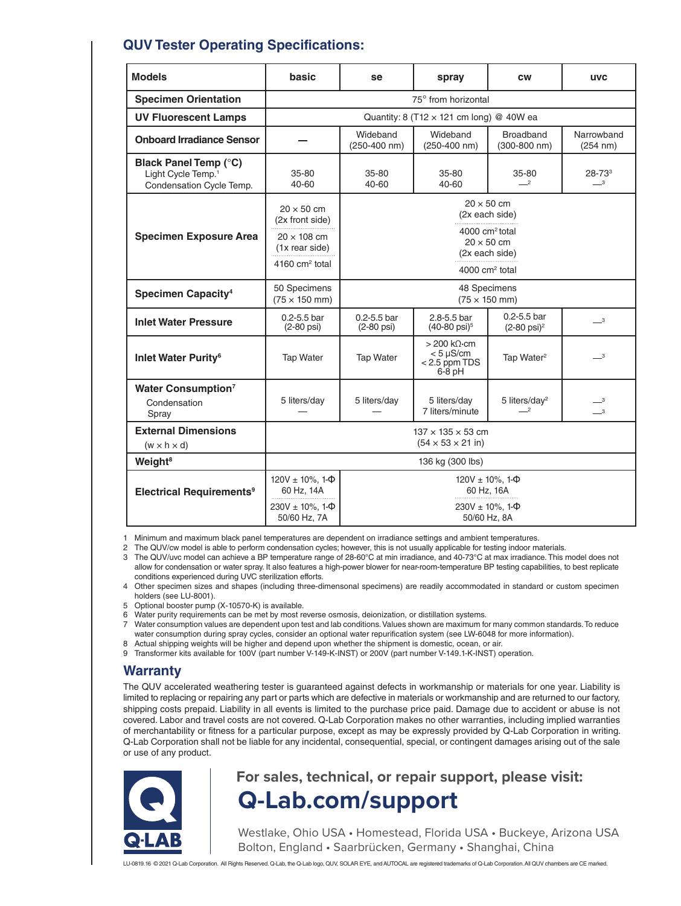## QUV Tester Operating Specifications:

| Models | basic | se | spray | cw | uvc |
|---|---|---|---|---|---|
| **Specimen Orientation** | 75° from horizontal | | | | |
| **UV Fluorescent Lamps** | Quantity: 8 (T12 × 121 cm long) @ 40W ea | | | | |
| **Onboard Irradiance Sensor** | — | Wideband (250-400 nm) | Wideband (250-400 nm) | Broadband (300-800 nm) | Narrowband (254 nm) |
| **Black Panel Temp (°C)**<br>Light Cycle Temp.[1]<br>Condensation Cycle Temp. | 35-80<br>40-60 | 35-80<br>40-60 | 35-80<br>40-60 | 35-80<br>—[2] | 28-73[3]<br>—[3] |
| **Specimen Exposure Area** | 20 × 50 cm (2x front side)<br>20 × 108 cm (1x rear side)<br>4160 cm² total | 20 × 50 cm (2x each side)<br>4000 cm² total<br>20 × 50 cm (2x each side)<br>4000 cm² total | | | |
| **Specimen Capacity[4]** | 50 Specimens (75 × 150 mm) | 48 Specimens (75 × 150 mm) | | | |
| **Inlet Water Pressure** | 0.2-5.5 bar (2-80 psi) | 0.2-5.5 bar (2-80 psi) | 2.8-5.5 bar (40-80 psi)[5] | 0.2-5.5 bar (2-80 psi)[2] | —[3] |
| **Inlet Water Purity[6]** | Tap Water | Tap Water | > 200 kΩ·cm<br>< 5 µS/cm<br>< 2.5 ppm TDS<br>6-8 pH | Tap Water[2] | —[3] |
| **Water Consumption[7]**<br>Condensation<br>Spray | 5 liters/day<br>— | 5 liters/day<br>— | 5 liters/day<br>7 liters/minute | 5 liters/day[2]<br>—[2] | —[3]<br>—[3] |
| **External Dimensions** (w × h × d) | 137 × 135 × 53 cm (54 × 53 × 21 in) | | | | |
| **Weight[8]** | 136 kg (300 lbs) | | | | |
| **Electrical Requirements[9]** | 120V ± 10%, 1-Φ 60 Hz, 14A<br>230V ± 10%, 1-Φ 50/60 Hz, 7A | 120V ± 10%, 1-Φ 60 Hz, 16A<br>230V ± 10%, 1-Φ 50/60 Hz, 8A | | | |

1 Minimum and maximum black panel temperatures are dependent on irradiance settings and ambient temperatures.
2 The QUV/cw model is able to perform condensation cycles; however, this is not usually applicable for testing indoor materials.
3 The QUV/uvc model can achieve a BP temperature range of 28-60°C at min irradiance, and 40-73°C at max irradiance. This model does not allow for condensation or water spray. It also features a high-power blower for near-room-temperature BP testing capabilities, to best replicate conditions experienced during UVC sterilization efforts.
4 Other specimen sizes and shapes (including three-dimensonal specimens) are readily accommodated in standard or custom specimen holders (see LU-8001).
5 Optional booster pump (X-10570-K) is available.
6 Water purity requirements can be met by most reverse osmosis, deionization, or distillation systems.
7 Water consumption values are dependent upon test and lab conditions. Values shown are maximum for many common standards. To reduce water consumption during spray cycles, consider an optional water repurification system (see LW-6048 for more information).
8 Actual shipping weights will be higher and depend upon whether the shipment is domestic, ocean, or air.
9 Transformer kits available for 100V (part number V-149-K-INST) or 200V (part number V-149.1-K-INST) operation.

## Warranty

The QUV accelerated weathering tester is guaranteed against defects in workmanship or materials for one year. Liability is limited to replacing or repairing any part or parts which are defective in materials or workmanship and are returned to our factory, shipping costs prepaid. Liability in all events is limited to the purchase price paid. Damage due to accident or abuse is not covered. Labor and travel costs are not covered. Q-Lab Corporation makes no other warranties, including implied warranties of merchantability or fitness for a particular purpose, except as may be expressly provided by Q-Lab Corporation in writing. Q-Lab Corporation shall not be liable for any incidental, consequential, special, or contingent damages arising out of the sale or use of any product.

Q-LAB

**For sales, technical, or repair support, please visit:**

**Q-Lab.com/support**

Westlake, Ohio USA • Homestead, Florida USA • Buckeye, Arizona USA
Bolton, England • Saarbrücken, Germany • Shanghai, China

LU-0819.16 © 2021 Q-Lab Corporation. All Rights Reserved. Q-Lab, the Q-Lab logo, QUV, SOLAR EYE, and AUTOCAL are registered trademarks of Q-Lab Corporation. All QUV chambers are CE marked.